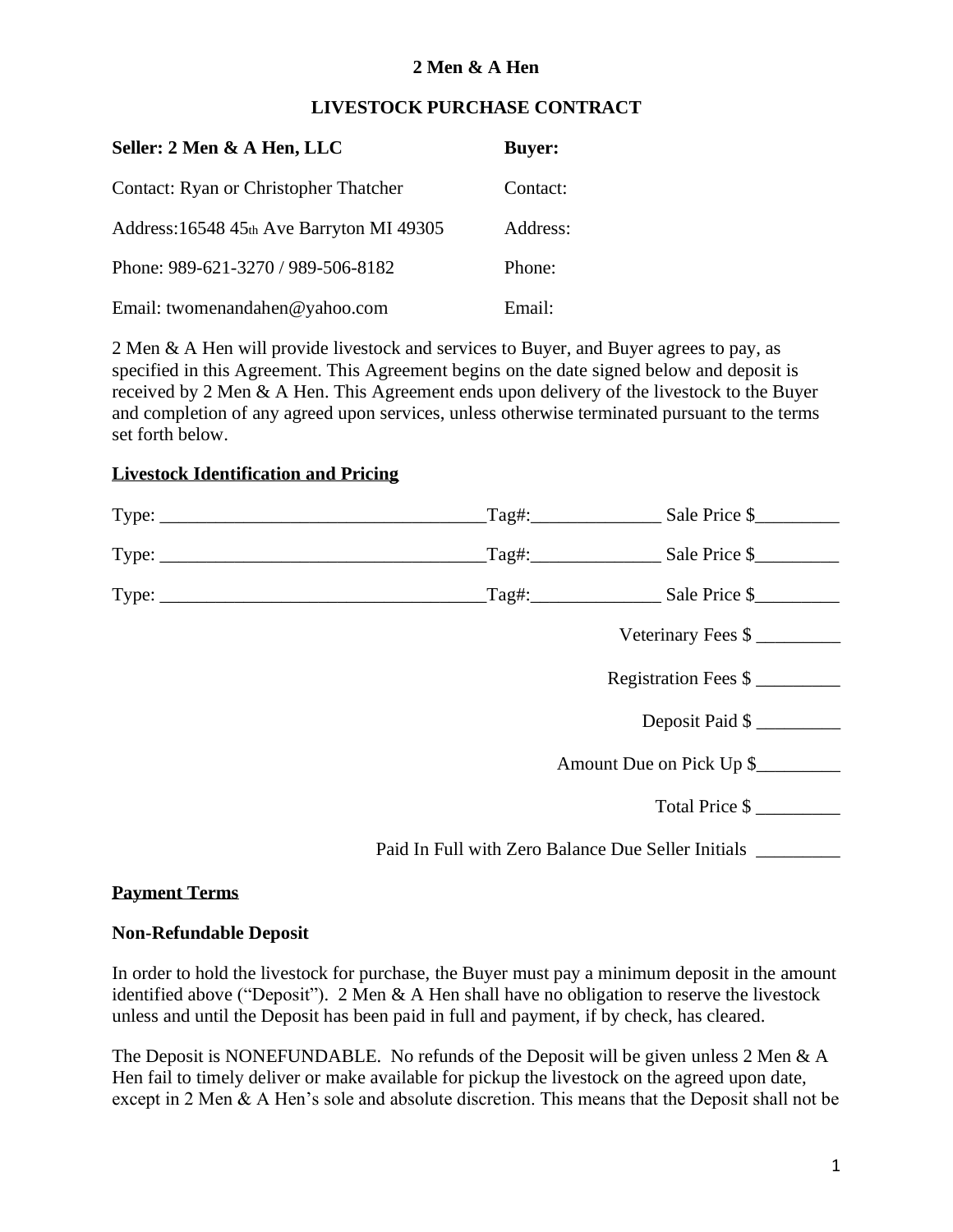**2 Men & A Hen**

**LIVESTOCK PURCHASE CONTRACT**

| **Seller: 2 Men & A Hen, LLC** | **Buyer:** |
| --- | --- |
| Contact: Ryan or Christopher Thatcher | Contact: |
| Address:16548 45th Ave Barryton MI 49305 | Address: |
| Phone: 989-621-3270 / 989-506-8182 | Phone: |
| Email: twomenandahen@yahoo.com | Email: |

2 Men & A Hen will provide livestock and services to Buyer, and Buyer agrees to pay, as specified in this Agreement. This Agreement begins on the date signed below and deposit is received by 2 Men & A Hen. This Agreement ends upon delivery of the livestock to the Buyer and completion of any agreed upon services, unless otherwise terminated pursuant to the terms set forth below.

**Livestock Identification and Pricing**

Type: ___________________________________Tag#:______________ Sale Price $_________

Type: ___________________________________Tag#:______________ Sale Price $_________

Type: ___________________________________Tag#:______________ Sale Price $_________

Veterinary Fees $ _________

Registration Fees $ _________

Deposit Paid $ _________

Amount Due on Pick Up $_________

Total Price $ _________

Paid In Full with Zero Balance Due Seller Initials _________

**Payment Terms**

**Non-Refundable Deposit**

In order to hold the livestock for purchase, the Buyer must pay a minimum deposit in the amount identified above ("Deposit"). 2 Men & A Hen shall have no obligation to reserve the livestock unless and until the Deposit has been paid in full and payment, if by check, has cleared.

The Deposit is NONEFUNDABLE. No refunds of the Deposit will be given unless 2 Men & A Hen fail to timely deliver or make available for pickup the livestock on the agreed upon date, except in 2 Men & A Hen's sole and absolute discretion. This means that the Deposit shall not be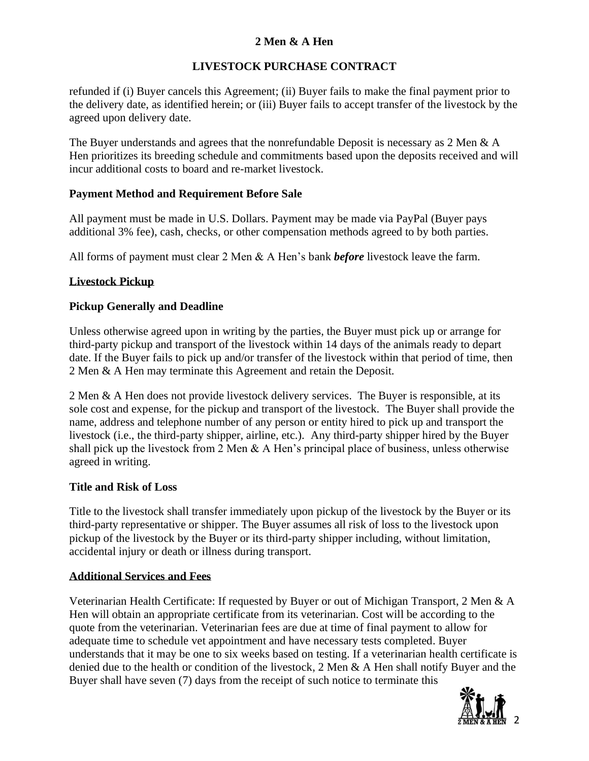refunded if (i) Buyer cancels this Agreement; (ii) Buyer fails to make the final payment prior to the delivery date, as identified herein; or (iii) Buyer fails to accept transfer of the livestock by the agreed upon delivery date.

The Buyer understands and agrees that the nonrefundable Deposit is necessary as 2 Men & A Hen prioritizes its breeding schedule and commitments based upon the deposits received and will incur additional costs to board and re-market livestock.

**Payment Method and Requirement Before Sale**

All payment must be made in U.S. Dollars. Payment may be made via PayPal (Buyer pays additional 3% fee), cash, checks, or other compensation methods agreed to by both parties.

All forms of payment must clear 2 Men & A Hen's bank ***before*** livestock leave the farm.

## Livestock Pickup

**Pickup Generally and Deadline**

Unless otherwise agreed upon in writing by the parties, the Buyer must pick up or arrange for third-party pickup and transport of the livestock within 14 days of the animals ready to depart date. If the Buyer fails to pick up and/or transfer of the livestock within that period of time, then 2 Men & A Hen may terminate this Agreement and retain the Deposit.

2 Men & A Hen does not provide livestock delivery services. The Buyer is responsible, at its sole cost and expense, for the pickup and transport of the livestock. The Buyer shall provide the name, address and telephone number of any person or entity hired to pick up and transport the livestock (i.e., the third-party shipper, airline, etc.). Any third-party shipper hired by the Buyer shall pick up the livestock from 2 Men & A Hen's principal place of business, unless otherwise agreed in writing.

**Title and Risk of Loss**

Title to the livestock shall transfer immediately upon pickup of the livestock by the Buyer or its third-party representative or shipper. The Buyer assumes all risk of loss to the livestock upon pickup of the livestock by the Buyer or its third-party shipper including, without limitation, accidental injury or death or illness during transport.

## Additional Services and Fees

Veterinarian Health Certificate: If requested by Buyer or out of Michigan Transport, 2 Men & A Hen will obtain an appropriate certificate from its veterinarian. Cost will be according to the quote from the veterinarian. Veterinarian fees are due at time of final payment to allow for adequate time to schedule vet appointment and have necessary tests completed. Buyer understands that it may be one to six weeks based on testing. If a veterinarian health certificate is denied due to the health or condition of the livestock, 2 Men & A Hen shall notify Buyer and the Buyer shall have seven (7) days from the receipt of such notice to terminate this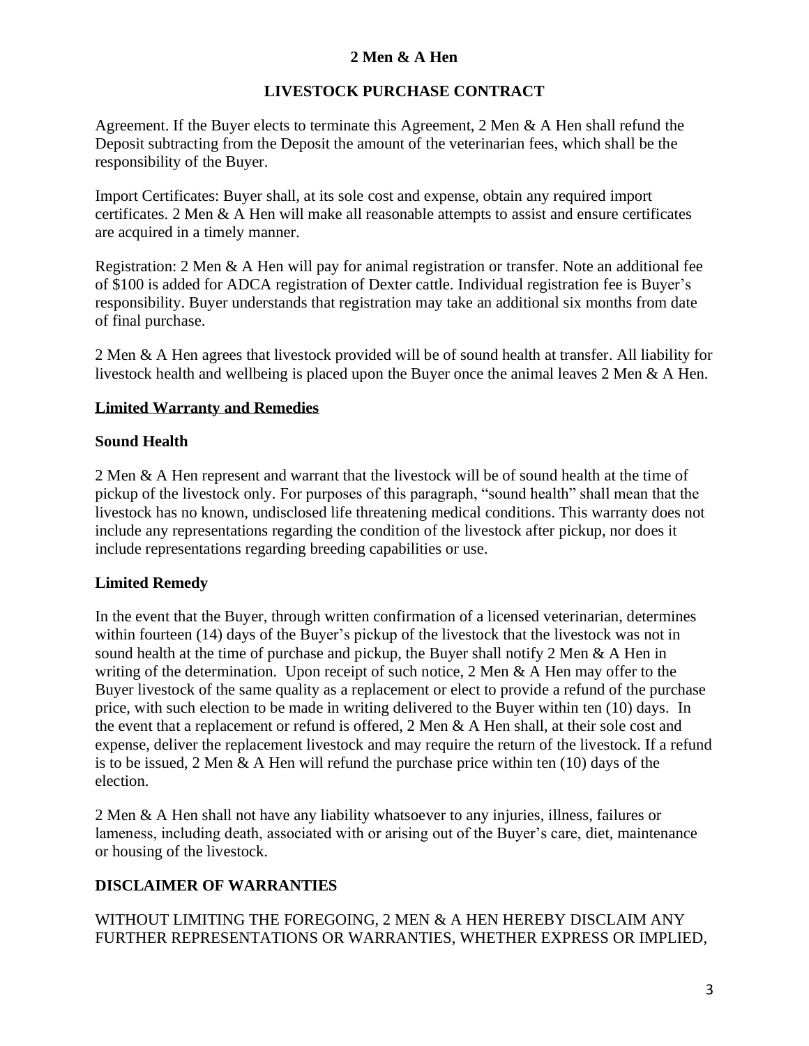**2 Men & A Hen**

**LIVESTOCK PURCHASE CONTRACT**

Agreement. If the Buyer elects to terminate this Agreement, 2 Men & A Hen shall refund the Deposit subtracting from the Deposit the amount of the veterinarian fees, which shall be the responsibility of the Buyer.

Import Certificates: Buyer shall, at its sole cost and expense, obtain any required import certificates. 2 Men & A Hen will make all reasonable attempts to assist and ensure certificates are acquired in a timely manner.

Registration: 2 Men & A Hen will pay for animal registration or transfer. Note an additional fee of $100 is added for ADCA registration of Dexter cattle. Individual registration fee is Buyer's responsibility. Buyer understands that registration may take an additional six months from date of final purchase.

2 Men & A Hen agrees that livestock provided will be of sound health at transfer. All liability for livestock health and wellbeing is placed upon the Buyer once the animal leaves 2 Men & A Hen.

## Limited Warranty and Remedies

### Sound Health

2 Men & A Hen represent and warrant that the livestock will be of sound health at the time of pickup of the livestock only. For purposes of this paragraph, "sound health" shall mean that the livestock has no known, undisclosed life threatening medical conditions. This warranty does not include any representations regarding the condition of the livestock after pickup, nor does it include representations regarding breeding capabilities or use.

### Limited Remedy

In the event that the Buyer, through written confirmation of a licensed veterinarian, determines within fourteen (14) days of the Buyer's pickup of the livestock that the livestock was not in sound health at the time of purchase and pickup, the Buyer shall notify 2 Men & A Hen in writing of the determination. Upon receipt of such notice, 2 Men & A Hen may offer to the Buyer livestock of the same quality as a replacement or elect to provide a refund of the purchase price, with such election to be made in writing delivered to the Buyer within ten (10) days. In the event that a replacement or refund is offered, 2 Men & A Hen shall, at their sole cost and expense, deliver the replacement livestock and may require the return of the livestock. If a refund is to be issued, 2 Men & A Hen will refund the purchase price within ten (10) days of the election.

2 Men & A Hen shall not have any liability whatsoever to any injuries, illness, failures or lameness, including death, associated with or arising out of the Buyer's care, diet, maintenance or housing of the livestock.

## DISCLAIMER OF WARRANTIES

WITHOUT LIMITING THE FOREGOING, 2 MEN & A HEN HEREBY DISCLAIM ANY FURTHER REPRESENTATIONS OR WARRANTIES, WHETHER EXPRESS OR IMPLIED,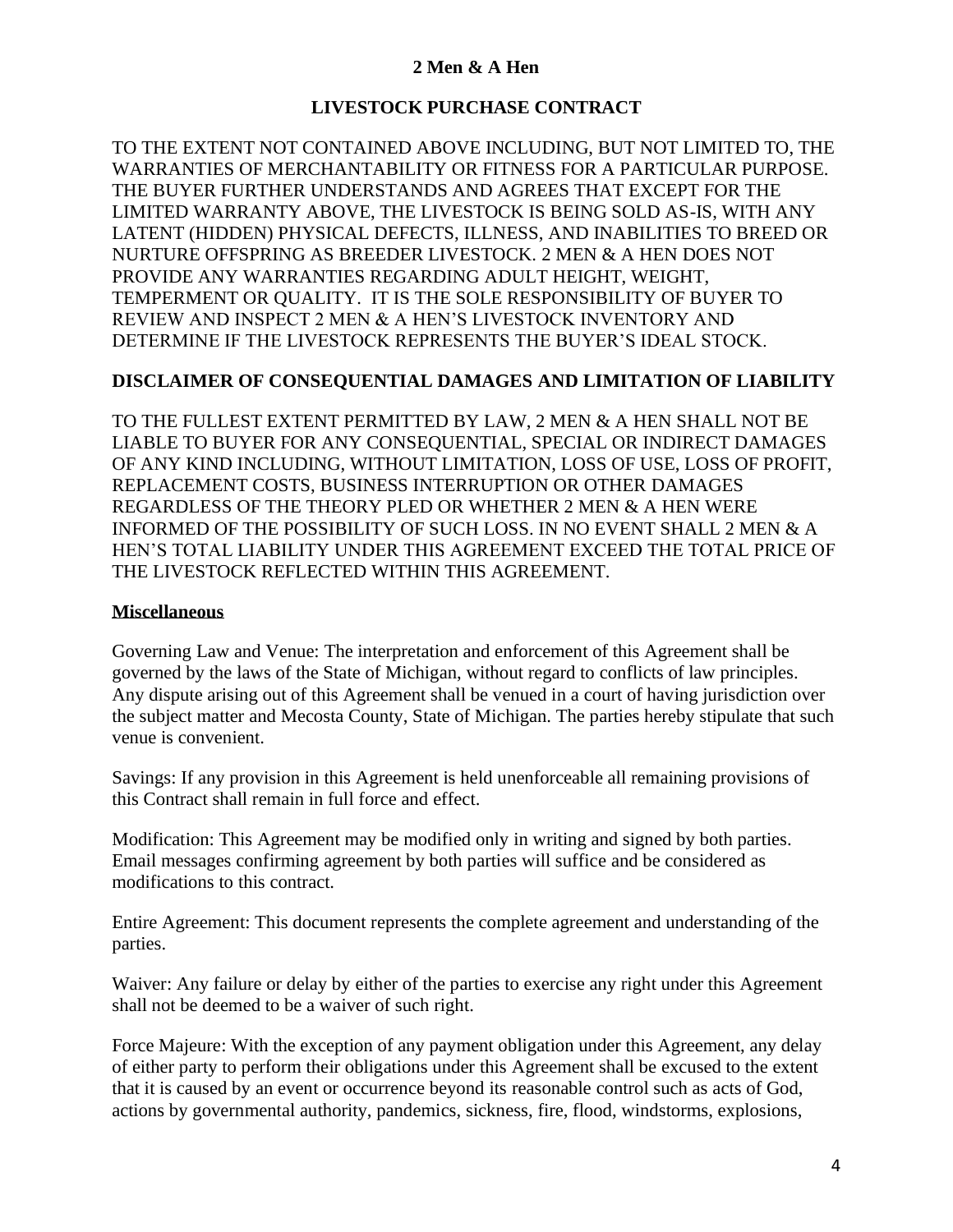TO THE EXTENT NOT CONTAINED ABOVE INCLUDING, BUT NOT LIMITED TO, THE WARRANTIES OF MERCHANTABILITY OR FITNESS FOR A PARTICULAR PURPOSE. THE BUYER FURTHER UNDERSTANDS AND AGREES THAT EXCEPT FOR THE LIMITED WARRANTY ABOVE, THE LIVESTOCK IS BEING SOLD AS-IS, WITH ANY LATENT (HIDDEN) PHYSICAL DEFECTS, ILLNESS, AND INABILITIES TO BREED OR NURTURE OFFSPRING AS BREEDER LIVESTOCK. 2 MEN & A HEN DOES NOT PROVIDE ANY WARRANTIES REGARDING ADULT HEIGHT, WEIGHT, TEMPERMENT OR QUALITY. IT IS THE SOLE RESPONSIBILITY OF BUYER TO REVIEW AND INSPECT 2 MEN & A HEN'S LIVESTOCK INVENTORY AND DETERMINE IF THE LIVESTOCK REPRESENTS THE BUYER'S IDEAL STOCK.

**DISCLAIMER OF CONSEQUENTIAL DAMAGES AND LIMITATION OF LIABILITY**

TO THE FULLEST EXTENT PERMITTED BY LAW, 2 MEN & A HEN SHALL NOT BE LIABLE TO BUYER FOR ANY CONSEQUENTIAL, SPECIAL OR INDIRECT DAMAGES OF ANY KIND INCLUDING, WITHOUT LIMITATION, LOSS OF USE, LOSS OF PROFIT, REPLACEMENT COSTS, BUSINESS INTERRUPTION OR OTHER DAMAGES REGARDLESS OF THE THEORY PLED OR WHETHER 2 MEN & A HEN WERE INFORMED OF THE POSSIBILITY OF SUCH LOSS. IN NO EVENT SHALL 2 MEN & A HEN'S TOTAL LIABILITY UNDER THIS AGREEMENT EXCEED THE TOTAL PRICE OF THE LIVESTOCK REFLECTED WITHIN THIS AGREEMENT.

**Miscellaneous**

Governing Law and Venue: The interpretation and enforcement of this Agreement shall be governed by the laws of the State of Michigan, without regard to conflicts of law principles. Any dispute arising out of this Agreement shall be venued in a court of having jurisdiction over the subject matter and Mecosta County, State of Michigan. The parties hereby stipulate that such venue is convenient.

Savings: If any provision in this Agreement is held unenforceable all remaining provisions of this Contract shall remain in full force and effect.

Modification: This Agreement may be modified only in writing and signed by both parties. Email messages confirming agreement by both parties will suffice and be considered as modifications to this contract.

Entire Agreement: This document represents the complete agreement and understanding of the parties.

Waiver: Any failure or delay by either of the parties to exercise any right under this Agreement shall not be deemed to be a waiver of such right.

Force Majeure: With the exception of any payment obligation under this Agreement, any delay of either party to perform their obligations under this Agreement shall be excused to the extent that it is caused by an event or occurrence beyond its reasonable control such as acts of God, actions by governmental authority, pandemics, sickness, fire, flood, windstorms, explosions,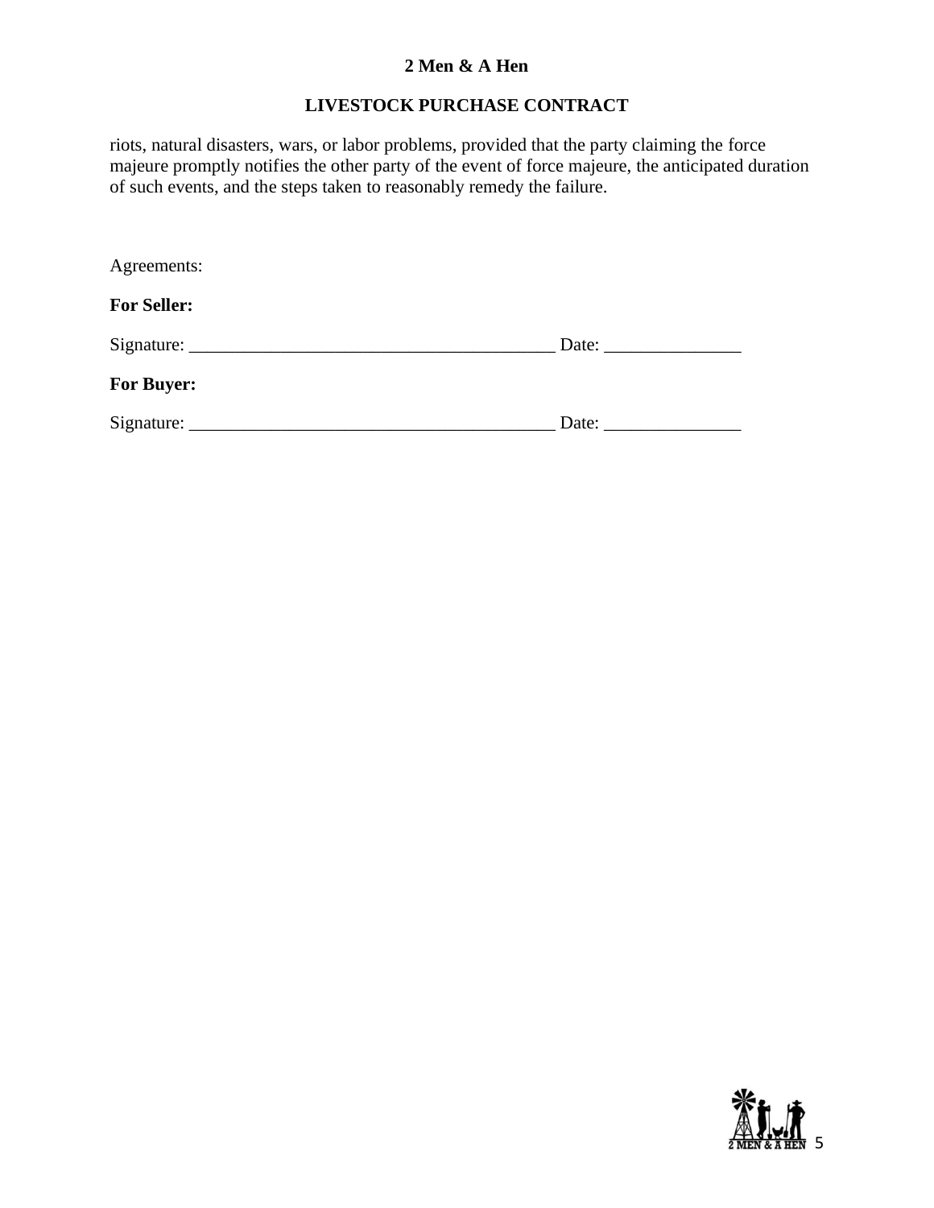riots, natural disasters, wars, or labor problems, provided that the party claiming the force majeure promptly notifies the other party of the event of force majeure, the anticipated duration of such events, and the steps taken to reasonably remedy the failure.

Agreements:

**For Seller:**

Signature: ________________________________________ Date: _______________

**For Buyer:**

Signature: ________________________________________ Date: _______________